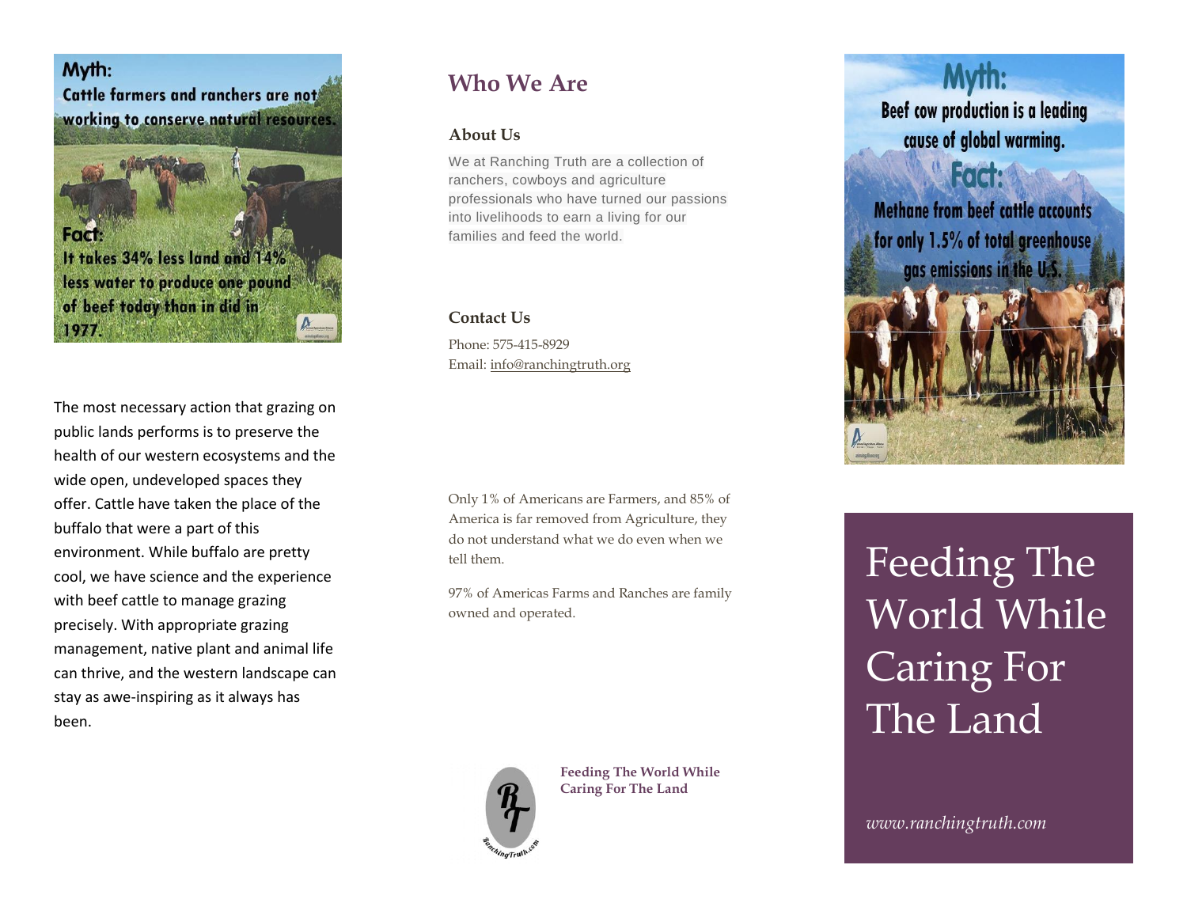**Myth:**
Cattle farmers and ranchers are not working to conserve natural resources.

**Fact:**
It takes 34% less land and 14% less water to produce one pound of beef today than in did in 1977.

The most necessary action that grazing on public lands performs is to preserve the health of our western ecosystems and the wide open, undeveloped spaces they offer. Cattle have taken the place of the buffalo that were a part of this environment. While buffalo are pretty cool, we have science and the experience with beef cattle to manage grazing precisely. With appropriate grazing management, native plant and animal life can thrive, and the western landscape can stay as awe-inspiring as it always has been.

## Who We Are

### About Us

We at Ranching Truth are a collection of ranchers, cowboys and agriculture professionals who have turned our passions into livelihoods to earn a living for our families and feed the world.

### Contact Us

Phone: 575-415-8929
Email: info@ranchingtruth.org

Only 1% of Americans are Farmers, and 85% of America is far removed from Agriculture, they do not understand what we do even when we tell them.

97% of Americas Farms and Ranches are family owned and operated.

**Feeding The World While Caring For The Land**

**Myth:**
Beef cow production is a leading cause of global warming.

**Fact:**
Methane from beef cattle accounts for only 1.5% of total greenhouse gas emissions in the U.S.

# Feeding The World While Caring For The Land

*www.ranchingtruth.com*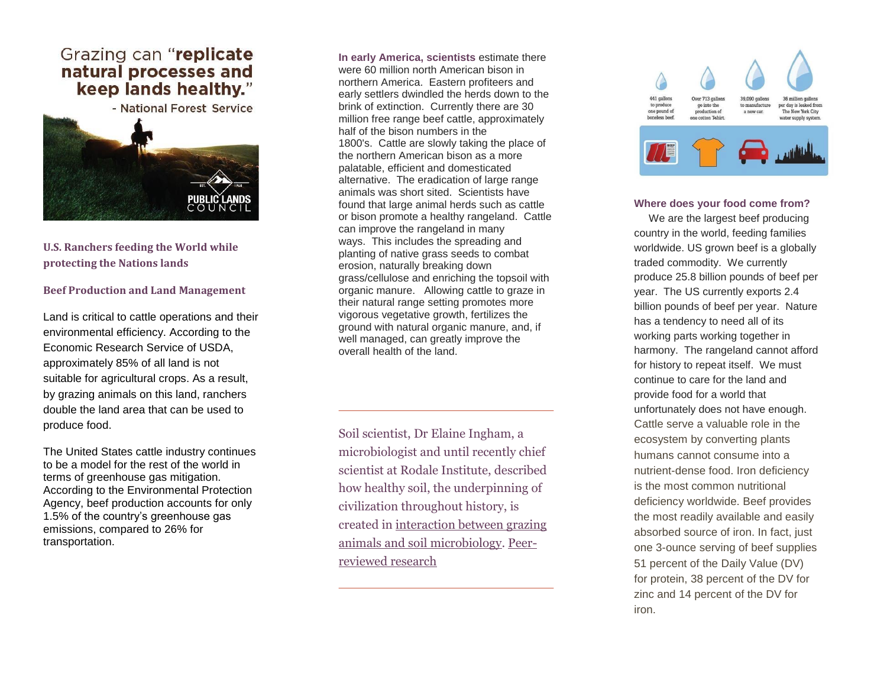Grazing can "**replicate natural processes and keep lands healthy.**"

- National Forest Service

PUBLIC LANDS COUNCIL

### U.S. Ranchers feeding the World while protecting the Nations lands

### Beef Production and Land Management

Land is critical to cattle operations and their environmental efficiency. According to the Economic Research Service of USDA, approximately 85% of all land is not suitable for agricultural crops. As a result, by grazing animals on this land, ranchers double the land area that can be used to produce food.

The United States cattle industry continues to be a model for the rest of the world in terms of greenhouse gas mitigation. According to the Environmental Protection Agency, beef production accounts for only 1.5% of the country's greenhouse gas emissions, compared to 26% for transportation.

**In early America, scientists** estimate there were 60 million north American bison in northern America. Eastern profiteers and early settlers dwindled the herds down to the brink of extinction. Currently there are 30 million free range beef cattle, approximately half of the bison numbers in the 1800's. Cattle are slowly taking the place of the northern American bison as a more palatable, efficient and domesticated alternative. The eradication of large range animals was short sited. Scientists have found that large animal herds such as cattle or bison promote a healthy rangeland. Cattle can improve the rangeland in many ways. This includes the spreading and planting of native grass seeds to combat erosion, naturally breaking down grass/cellulose and enriching the topsoil with organic manure. Allowing cattle to graze in their natural range setting promotes more vigorous vegetative growth, fertilizes the ground with natural organic manure, and, if well managed, can greatly improve the overall health of the land.

---

Soil scientist, Dr Elaine Ingham, a microbiologist and until recently chief scientist at Rodale Institute, described how healthy soil, the underpinning of civilization throughout history, is created in interaction between grazing animals and soil microbiology. Peer-reviewed research

---

441 gallons to produce one pound of boneless beef.

Over 713 gallons go into the production of one cotton T-shirt.

39,090 gallons to manufacture a new car.

36 million gallons per day is leaked from The New York City water supply system.

### Where does your food come from?

We are the largest beef producing country in the world, feeding families worldwide. US grown beef is a globally traded commodity. We currently produce 25.8 billion pounds of beef per year. The US currently exports 2.4 billion pounds of beef per year. Nature has a tendency to need all of its working parts working together in harmony. The rangeland cannot afford for history to repeat itself. We must continue to care for the land and provide food for a world that unfortunately does not have enough. Cattle serve a valuable role in the ecosystem by converting plants humans cannot consume into a nutrient-dense food. Iron deficiency is the most common nutritional deficiency worldwide. Beef provides the most readily available and easily absorbed source of iron. In fact, just one 3-ounce serving of beef supplies 51 percent of the Daily Value (DV) for protein, 38 percent of the DV for zinc and 14 percent of the DV for iron.